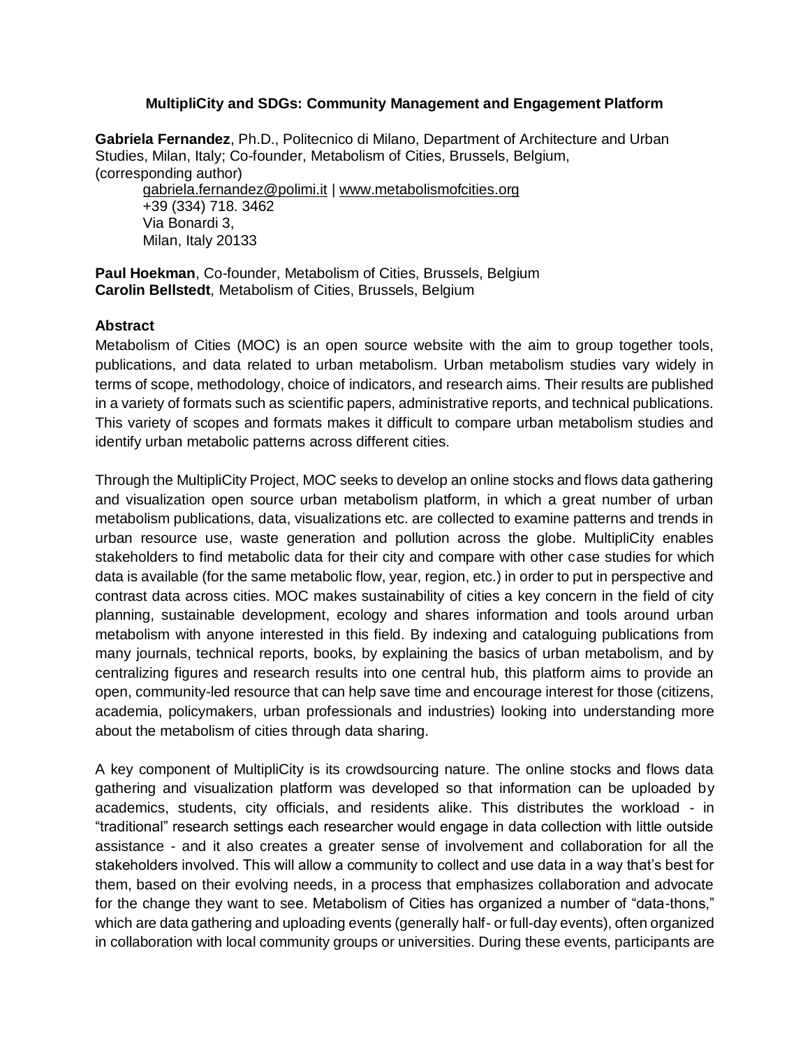# MultipliCity and SDGs: Community Management and Engagement Platform

**Gabriela Fernandez**, Ph.D., Politecnico di Milano, Department of Architecture and Urban Studies, Milan, Italy; Co-founder, Metabolism of Cities, Brussels, Belgium, (corresponding author)

gabriela.fernandez@polimi.it | www.metabolismofcities.org
+39 (334) 718. 3462
Via Bonardi 3,
Milan, Italy 20133

**Paul Hoekman**, Co-founder, Metabolism of Cities, Brussels, Belgium
**Carolin Bellstedt**, Metabolism of Cities, Brussels, Belgium

## Abstract

Metabolism of Cities (MOC) is an open source website with the aim to group together tools, publications, and data related to urban metabolism. Urban metabolism studies vary widely in terms of scope, methodology, choice of indicators, and research aims. Their results are published in a variety of formats such as scientific papers, administrative reports, and technical publications. This variety of scopes and formats makes it difficult to compare urban metabolism studies and identify urban metabolic patterns across different cities.

Through the MultipliCity Project, MOC seeks to develop an online stocks and flows data gathering and visualization open source urban metabolism platform, in which a great number of urban metabolism publications, data, visualizations etc. are collected to examine patterns and trends in urban resource use, waste generation and pollution across the globe. MultipliCity enables stakeholders to find metabolic data for their city and compare with other case studies for which data is available (for the same metabolic flow, year, region, etc.) in order to put in perspective and contrast data across cities. MOC makes sustainability of cities a key concern in the field of city planning, sustainable development, ecology and shares information and tools around urban metabolism with anyone interested in this field. By indexing and cataloguing publications from many journals, technical reports, books, by explaining the basics of urban metabolism, and by centralizing figures and research results into one central hub, this platform aims to provide an open, community-led resource that can help save time and encourage interest for those (citizens, academia, policymakers, urban professionals and industries) looking into understanding more about the metabolism of cities through data sharing.

A key component of MultipliCity is its crowdsourcing nature. The online stocks and flows data gathering and visualization platform was developed so that information can be uploaded by academics, students, city officials, and residents alike. This distributes the workload - in "traditional" research settings each researcher would engage in data collection with little outside assistance - and it also creates a greater sense of involvement and collaboration for all the stakeholders involved. This will allow a community to collect and use data in a way that's best for them, based on their evolving needs, in a process that emphasizes collaboration and advocate for the change they want to see. Metabolism of Cities has organized a number of "data-thons," which are data gathering and uploading events (generally half- or full-day events), often organized in collaboration with local community groups or universities. During these events, participants are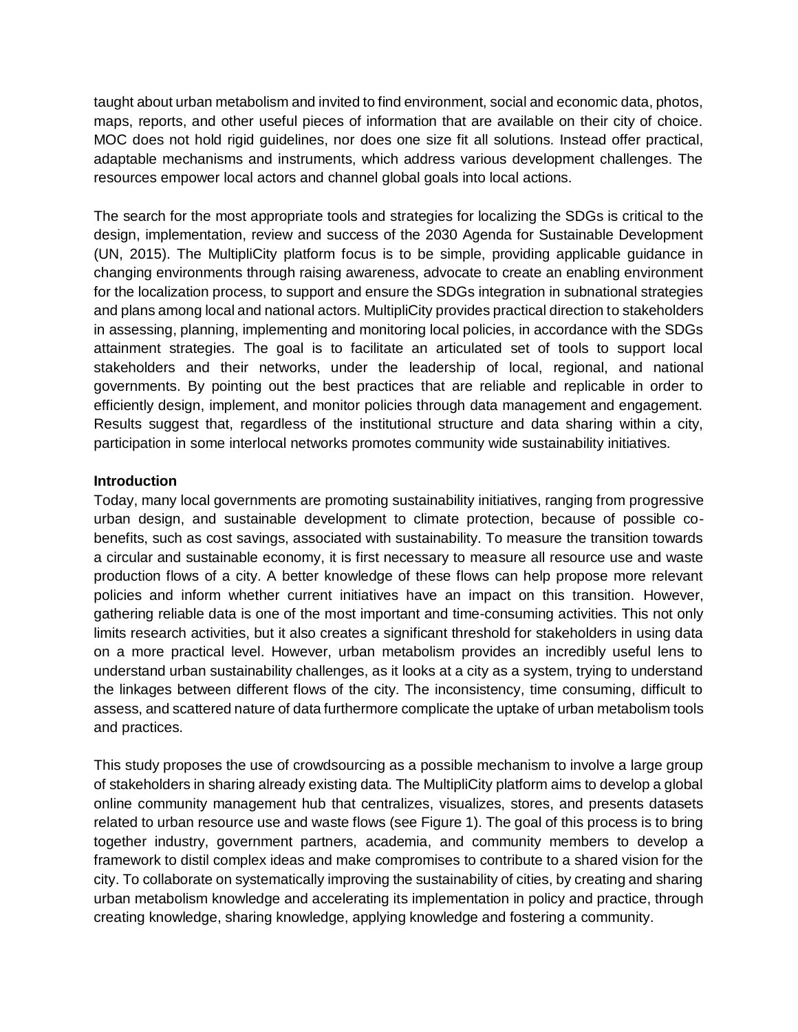taught about urban metabolism and invited to find environment, social and economic data, photos, maps, reports, and other useful pieces of information that are available on their city of choice. MOC does not hold rigid guidelines, nor does one size fit all solutions. Instead offer practical, adaptable mechanisms and instruments, which address various development challenges. The resources empower local actors and channel global goals into local actions.

The search for the most appropriate tools and strategies for localizing the SDGs is critical to the design, implementation, review and success of the 2030 Agenda for Sustainable Development (UN, 2015). The MultipliCity platform focus is to be simple, providing applicable guidance in changing environments through raising awareness, advocate to create an enabling environment for the localization process, to support and ensure the SDGs integration in subnational strategies and plans among local and national actors. MultipliCity provides practical direction to stakeholders in assessing, planning, implementing and monitoring local policies, in accordance with the SDGs attainment strategies. The goal is to facilitate an articulated set of tools to support local stakeholders and their networks, under the leadership of local, regional, and national governments. By pointing out the best practices that are reliable and replicable in order to efficiently design, implement, and monitor policies through data management and engagement. Results suggest that, regardless of the institutional structure and data sharing within a city, participation in some interlocal networks promotes community wide sustainability initiatives.

**Introduction**

Today, many local governments are promoting sustainability initiatives, ranging from progressive urban design, and sustainable development to climate protection, because of possible co-benefits, such as cost savings, associated with sustainability. To measure the transition towards a circular and sustainable economy, it is first necessary to measure all resource use and waste production flows of a city. A better knowledge of these flows can help propose more relevant policies and inform whether current initiatives have an impact on this transition. However, gathering reliable data is one of the most important and time-consuming activities. This not only limits research activities, but it also creates a significant threshold for stakeholders in using data on a more practical level. However, urban metabolism provides an incredibly useful lens to understand urban sustainability challenges, as it looks at a city as a system, trying to understand the linkages between different flows of the city. The inconsistency, time consuming, difficult to assess, and scattered nature of data furthermore complicate the uptake of urban metabolism tools and practices.

This study proposes the use of crowdsourcing as a possible mechanism to involve a large group of stakeholders in sharing already existing data. The MultipliCity platform aims to develop a global online community management hub that centralizes, visualizes, stores, and presents datasets related to urban resource use and waste flows (see Figure 1). The goal of this process is to bring together industry, government partners, academia, and community members to develop a framework to distil complex ideas and make compromises to contribute to a shared vision for the city. To collaborate on systematically improving the sustainability of cities, by creating and sharing urban metabolism knowledge and accelerating its implementation in policy and practice, through creating knowledge, sharing knowledge, applying knowledge and fostering a community.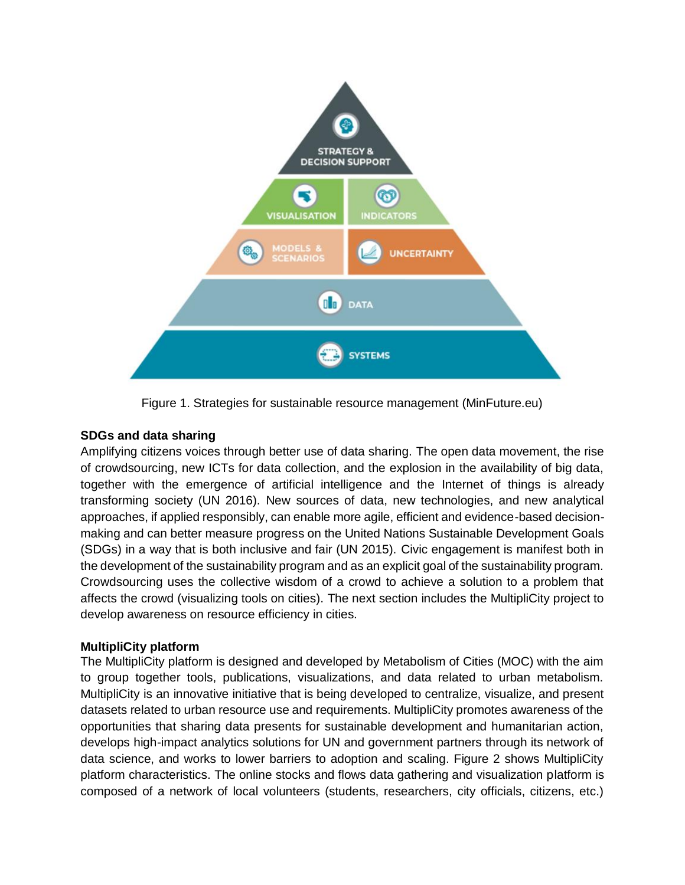Figure 1. Strategies for sustainable resource management (MinFuture.eu)

**SDGs and data sharing**

Amplifying citizens voices through better use of data sharing. The open data movement, the rise of crowdsourcing, new ICTs for data collection, and the explosion in the availability of big data, together with the emergence of artificial intelligence and the Internet of things is already transforming society (UN 2016). New sources of data, new technologies, and new analytical approaches, if applied responsibly, can enable more agile, efficient and evidence-based decision-making and can better measure progress on the United Nations Sustainable Development Goals (SDGs) in a way that is both inclusive and fair (UN 2015). Civic engagement is manifest both in the development of the sustainability program and as an explicit goal of the sustainability program. Crowdsourcing uses the collective wisdom of a crowd to achieve a solution to a problem that affects the crowd (visualizing tools on cities). The next section includes the MultipliCity project to develop awareness on resource efficiency in cities.

**MultipliCity platform**

The MultipliCity platform is designed and developed by Metabolism of Cities (MOC) with the aim to group together tools, publications, visualizations, and data related to urban metabolism. MultipliCity is an innovative initiative that is being developed to centralize, visualize, and present datasets related to urban resource use and requirements. MultipliCity promotes awareness of the opportunities that sharing data presents for sustainable development and humanitarian action, develops high-impact analytics solutions for UN and government partners through its network of data science, and works to lower barriers to adoption and scaling. Figure 2 shows MultipliCity platform characteristics. The online stocks and flows data gathering and visualization platform is composed of a network of local volunteers (students, researchers, city officials, citizens, etc.)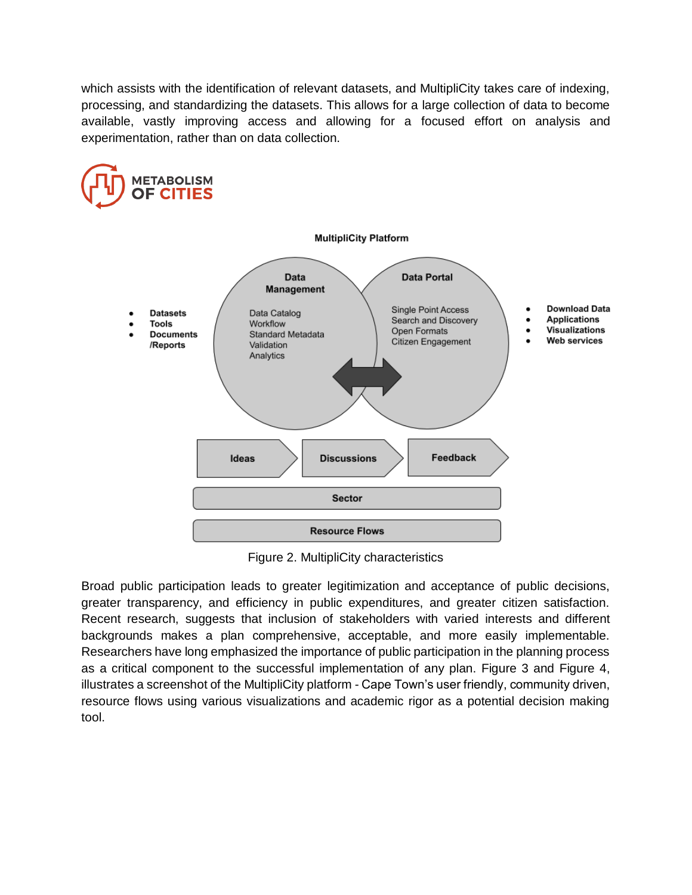which assists with the identification of relevant datasets, and MultipliCity takes care of indexing, processing, and standardizing the datasets. This allows for a large collection of data to become available, vastly improving access and allowing for a focused effort on analysis and experimentation, rather than on data collection.

METABOLISM OF CITIES

**MultipliCity Platform**

- **Datasets**
- **Tools**
- **Documents /Reports**

**Data Management**

Data Catalog
Workflow
Standard Metadata
Validation
Analytics

**Data Portal**

Single Point Access
Search and Discovery
Open Formats
Citizen Engagement

- **Download Data**
- **Applications**
- **Visualizations**
- **Web services**

**Ideas** → **Discussions** → **Feedback**

**Sector**

**Resource Flows**

Figure 2. MultipliCity characteristics

Broad public participation leads to greater legitimization and acceptance of public decisions, greater transparency, and efficiency in public expenditures, and greater citizen satisfaction. Recent research, suggests that inclusion of stakeholders with varied interests and different backgrounds makes a plan comprehensive, acceptable, and more easily implementable. Researchers have long emphasized the importance of public participation in the planning process as a critical component to the successful implementation of any plan. Figure 3 and Figure 4, illustrates a screenshot of the MultipliCity platform - Cape Town's user friendly, community driven, resource flows using various visualizations and academic rigor as a potential decision making tool.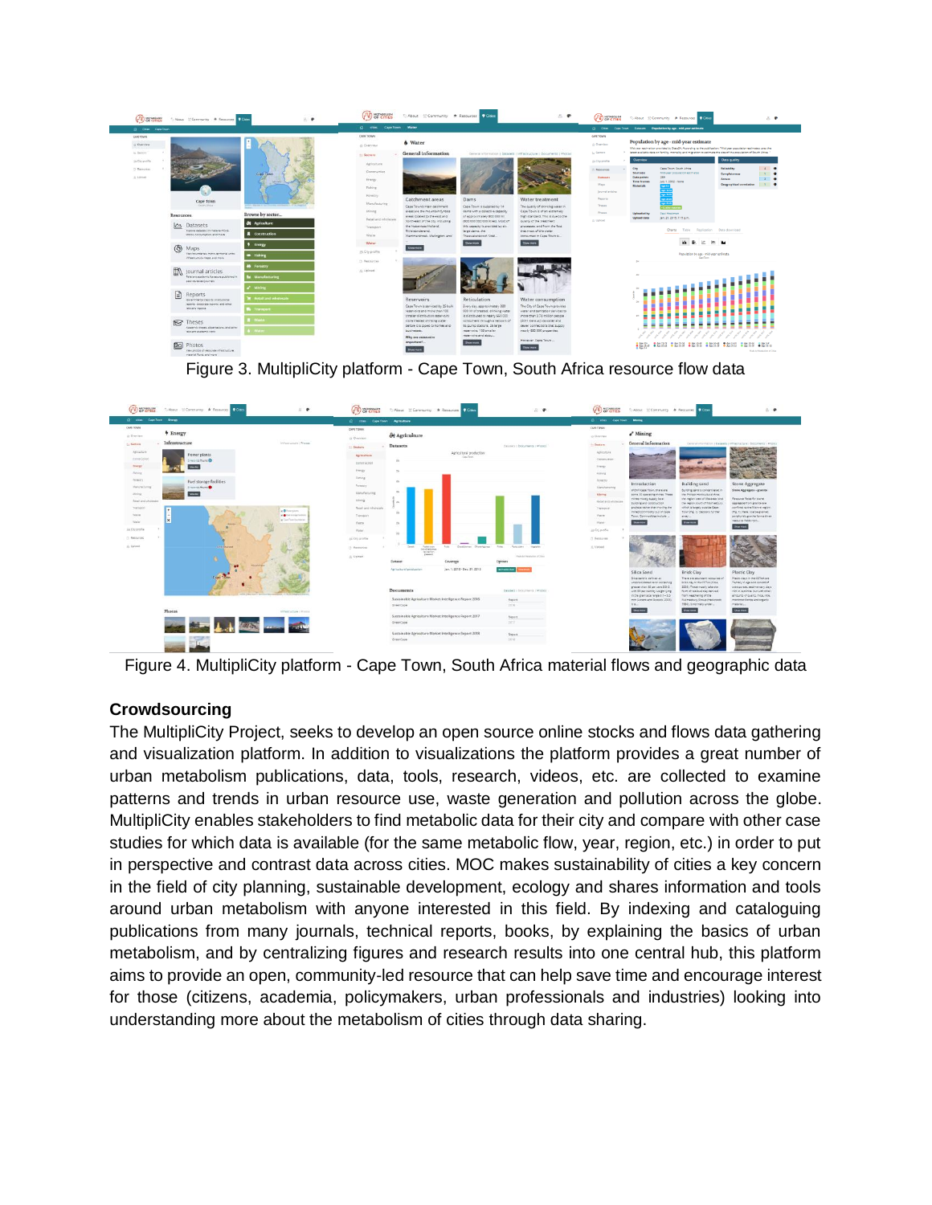Figure 3. MultipliCity platform - Cape Town, South Africa resource flow data

Figure 4. MultipliCity platform - Cape Town, South Africa material flows and geographic data

## Crowdsourcing

The MultipliCity Project, seeks to develop an open source online stocks and flows data gathering and visualization platform. In addition to visualizations the platform provides a great number of urban metabolism publications, data, tools, research, videos, etc. are collected to examine patterns and trends in urban resource use, waste generation and pollution across the globe. MultipliCity enables stakeholders to find metabolic data for their city and compare with other case studies for which data is available (for the same metabolic flow, year, region, etc.) in order to put in perspective and contrast data across cities. MOC makes sustainability of cities a key concern in the field of city planning, sustainable development, ecology and shares information and tools around urban metabolism with anyone interested in this field. By indexing and cataloguing publications from many journals, technical reports, books, by explaining the basics of urban metabolism, and by centralizing figures and research results into one central hub, this platform aims to provide an open, community-led resource that can help save time and encourage interest for those (citizens, academia, policymakers, urban professionals and industries) looking into understanding more about the metabolism of cities through data sharing.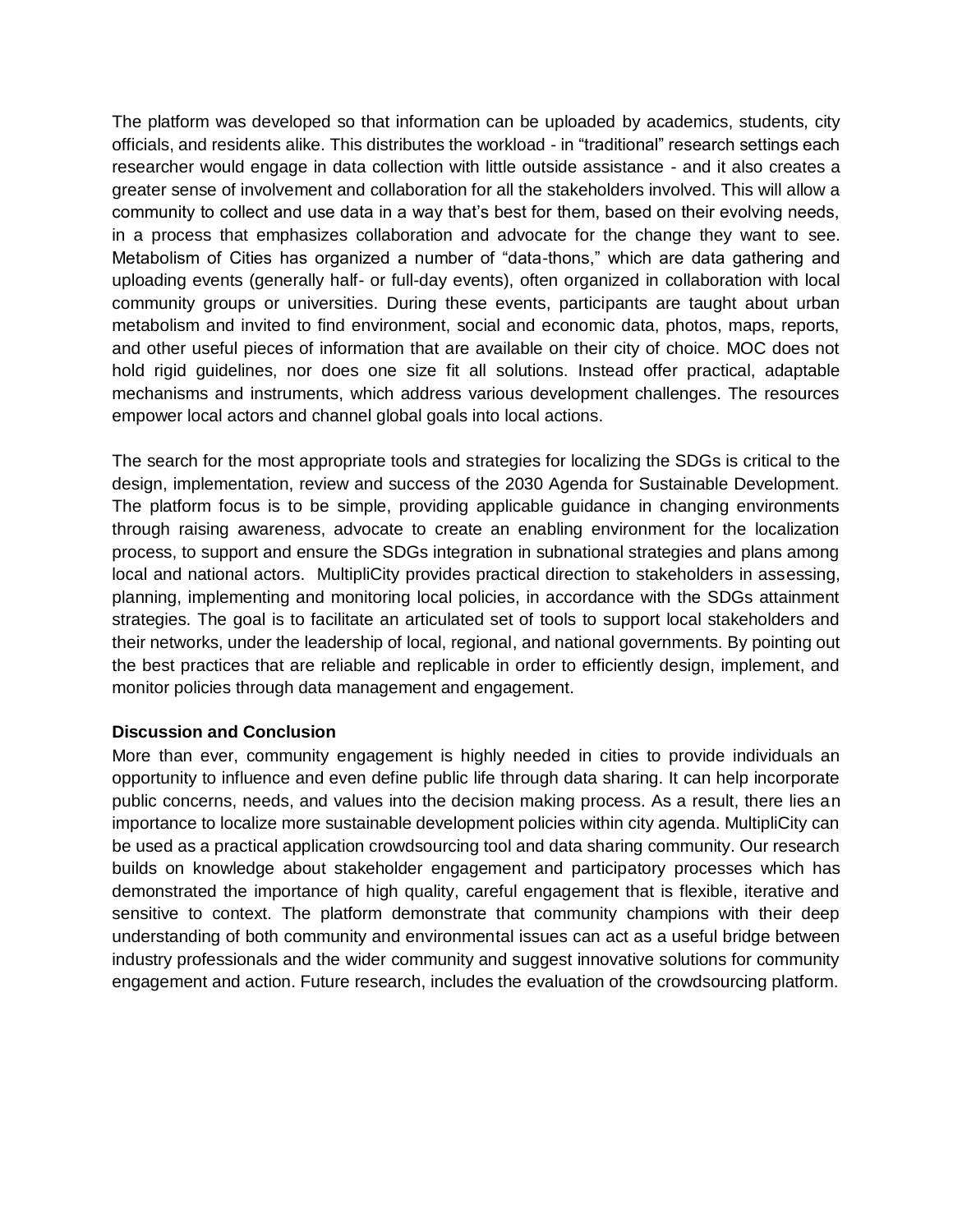The platform was developed so that information can be uploaded by academics, students, city officials, and residents alike. This distributes the workload - in "traditional" research settings each researcher would engage in data collection with little outside assistance - and it also creates a greater sense of involvement and collaboration for all the stakeholders involved. This will allow a community to collect and use data in a way that's best for them, based on their evolving needs, in a process that emphasizes collaboration and advocate for the change they want to see. Metabolism of Cities has organized a number of "data-thons," which are data gathering and uploading events (generally half- or full-day events), often organized in collaboration with local community groups or universities. During these events, participants are taught about urban metabolism and invited to find environment, social and economic data, photos, maps, reports, and other useful pieces of information that are available on their city of choice. MOC does not hold rigid guidelines, nor does one size fit all solutions. Instead offer practical, adaptable mechanisms and instruments, which address various development challenges. The resources empower local actors and channel global goals into local actions.

The search for the most appropriate tools and strategies for localizing the SDGs is critical to the design, implementation, review and success of the 2030 Agenda for Sustainable Development. The platform focus is to be simple, providing applicable guidance in changing environments through raising awareness, advocate to create an enabling environment for the localization process, to support and ensure the SDGs integration in subnational strategies and plans among local and national actors. MultipliCity provides practical direction to stakeholders in assessing, planning, implementing and monitoring local policies, in accordance with the SDGs attainment strategies. The goal is to facilitate an articulated set of tools to support local stakeholders and their networks, under the leadership of local, regional, and national governments. By pointing out the best practices that are reliable and replicable in order to efficiently design, implement, and monitor policies through data management and engagement.

**Discussion and Conclusion**

More than ever, community engagement is highly needed in cities to provide individuals an opportunity to influence and even define public life through data sharing. It can help incorporate public concerns, needs, and values into the decision making process. As a result, there lies an importance to localize more sustainable development policies within city agenda. MultipliCity can be used as a practical application crowdsourcing tool and data sharing community. Our research builds on knowledge about stakeholder engagement and participatory processes which has demonstrated the importance of high quality, careful engagement that is flexible, iterative and sensitive to context. The platform demonstrate that community champions with their deep understanding of both community and environmental issues can act as a useful bridge between industry professionals and the wider community and suggest innovative solutions for community engagement and action. Future research, includes the evaluation of the crowdsourcing platform.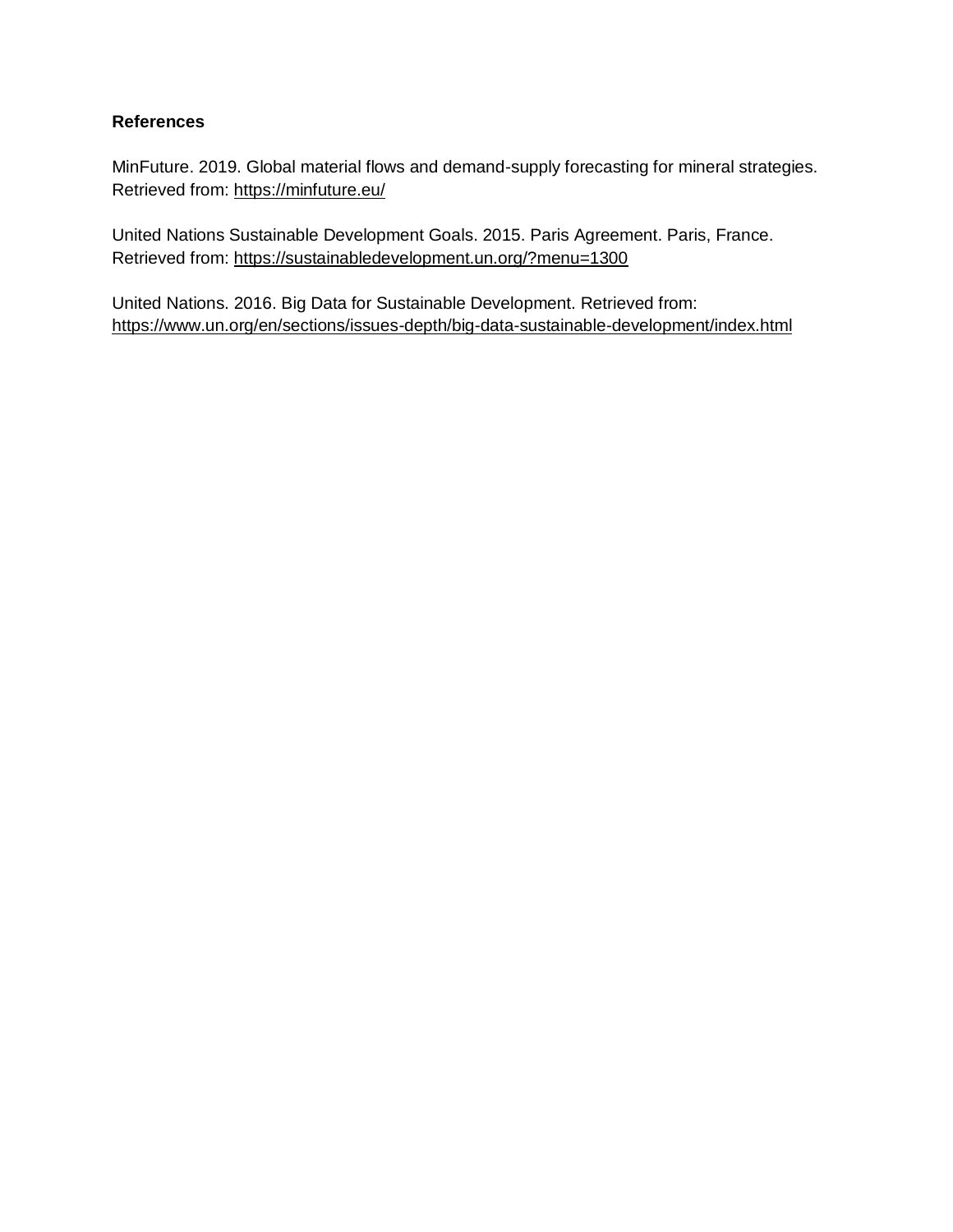**References**

MinFuture. 2019. Global material flows and demand-supply forecasting for mineral strategies. Retrieved from: https://minfuture.eu/

United Nations Sustainable Development Goals. 2015. Paris Agreement. Paris, France. Retrieved from: https://sustainabledevelopment.un.org/?menu=1300

United Nations. 2016. Big Data for Sustainable Development. Retrieved from: https://www.un.org/en/sections/issues-depth/big-data-sustainable-development/index.html